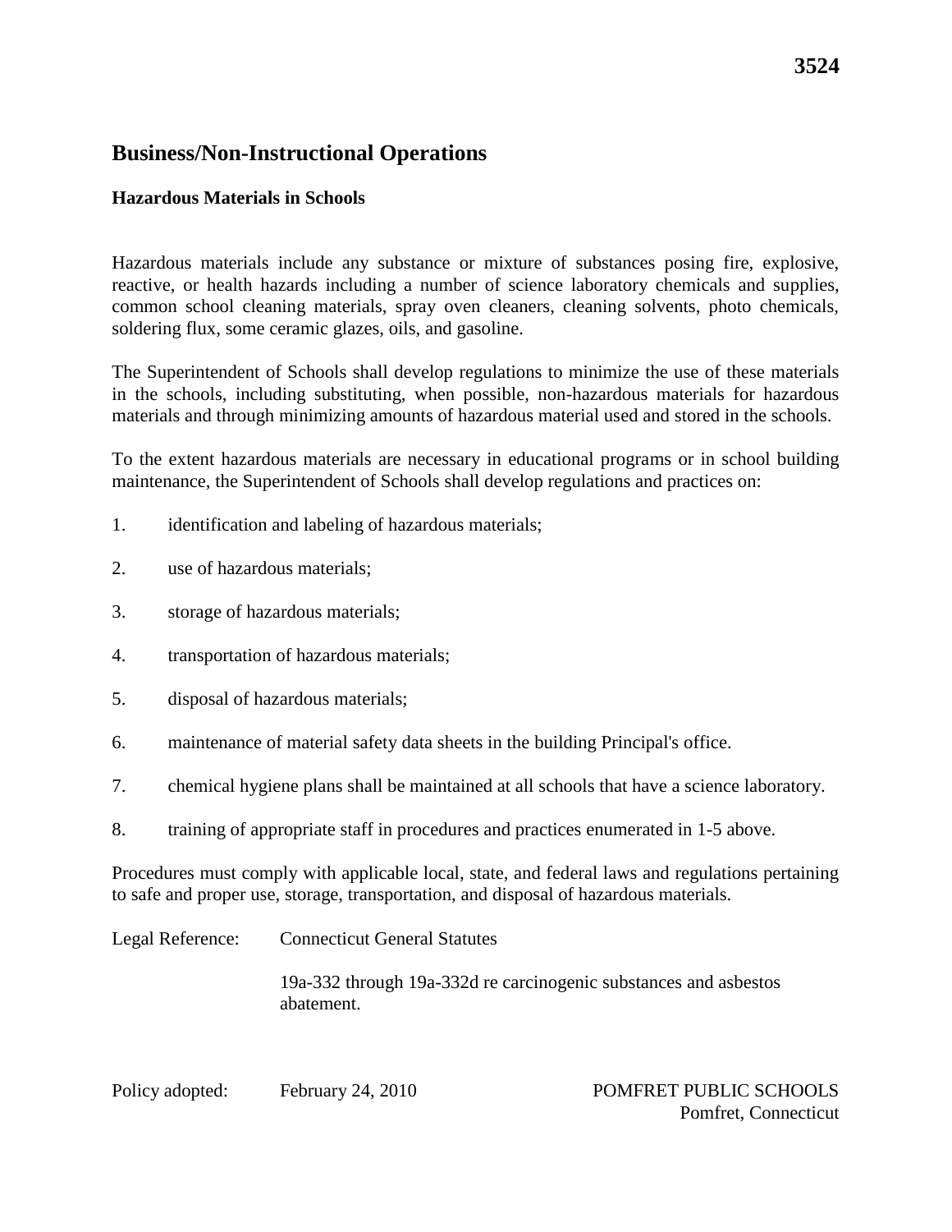**3524**

# Business/Non-Instructional Operations

## Hazardous Materials in Schools

Hazardous materials include any substance or mixture of substances posing fire, explosive, reactive, or health hazards including a number of science laboratory chemicals and supplies, common school cleaning materials, spray oven cleaners, cleaning solvents, photo chemicals, soldering flux, some ceramic glazes, oils, and gasoline.

The Superintendent of Schools shall develop regulations to minimize the use of these materials in the schools, including substituting, when possible, non-hazardous materials for hazardous materials and through minimizing amounts of hazardous material used and stored in the schools.

To the extent hazardous materials are necessary in educational programs or in school building maintenance, the Superintendent of Schools shall develop regulations and practices on:

1. identification and labeling of hazardous materials;
2. use of hazardous materials;
3. storage of hazardous materials;
4. transportation of hazardous materials;
5. disposal of hazardous materials;
6. maintenance of material safety data sheets in the building Principal's office.
7. chemical hygiene plans shall be maintained at all schools that have a science laboratory.
8. training of appropriate staff in procedures and practices enumerated in 1-5 above.

Procedures must comply with applicable local, state, and federal laws and regulations pertaining to safe and proper use, storage, transportation, and disposal of hazardous materials.

Legal Reference: Connecticut General Statutes

19a-332 through 19a-332d re carcinogenic substances and asbestos abatement.

Policy adopted: February 24, 2010

POMFRET PUBLIC SCHOOLS
Pomfret, Connecticut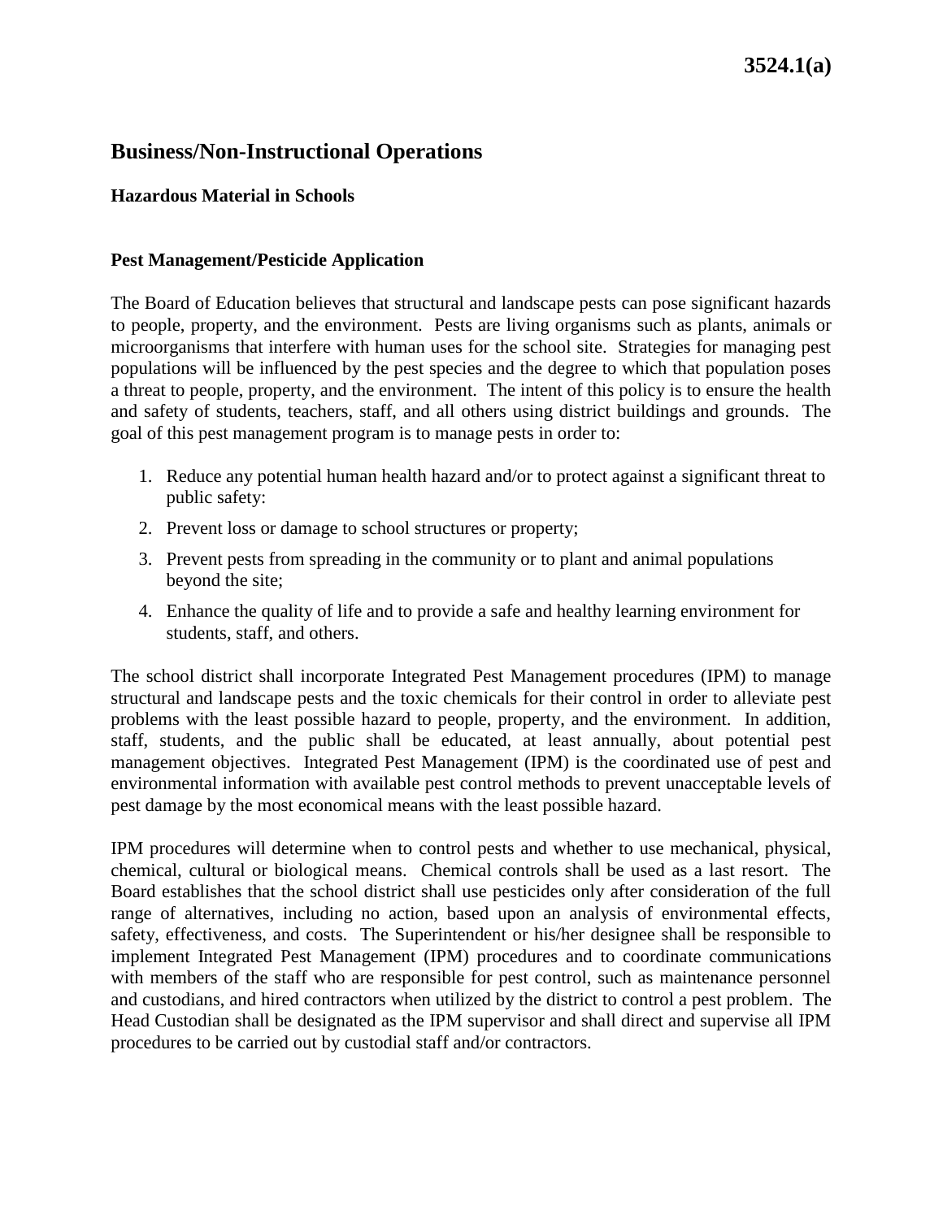# Business/Non-Instructional Operations

### Hazardous Material in Schools

### Pest Management/Pesticide Application

The Board of Education believes that structural and landscape pests can pose significant hazards to people, property, and the environment. Pests are living organisms such as plants, animals or microorganisms that interfere with human uses for the school site. Strategies for managing pest populations will be influenced by the pest species and the degree to which that population poses a threat to people, property, and the environment. The intent of this policy is to ensure the health and safety of students, teachers, staff, and all others using district buildings and grounds. The goal of this pest management program is to manage pests in order to:

1. Reduce any potential human health hazard and/or to protect against a significant threat to public safety:
2. Prevent loss or damage to school structures or property;
3. Prevent pests from spreading in the community or to plant and animal populations beyond the site;
4. Enhance the quality of life and to provide a safe and healthy learning environment for students, staff, and others.

The school district shall incorporate Integrated Pest Management procedures (IPM) to manage structural and landscape pests and the toxic chemicals for their control in order to alleviate pest problems with the least possible hazard to people, property, and the environment. In addition, staff, students, and the public shall be educated, at least annually, about potential pest management objectives. Integrated Pest Management (IPM) is the coordinated use of pest and environmental information with available pest control methods to prevent unacceptable levels of pest damage by the most economical means with the least possible hazard.

IPM procedures will determine when to control pests and whether to use mechanical, physical, chemical, cultural or biological means. Chemical controls shall be used as a last resort. The Board establishes that the school district shall use pesticides only after consideration of the full range of alternatives, including no action, based upon an analysis of environmental effects, safety, effectiveness, and costs. The Superintendent or his/her designee shall be responsible to implement Integrated Pest Management (IPM) procedures and to coordinate communications with members of the staff who are responsible for pest control, such as maintenance personnel and custodians, and hired contractors when utilized by the district to control a pest problem. The Head Custodian shall be designated as the IPM supervisor and shall direct and supervise all IPM procedures to be carried out by custodial staff and/or contractors.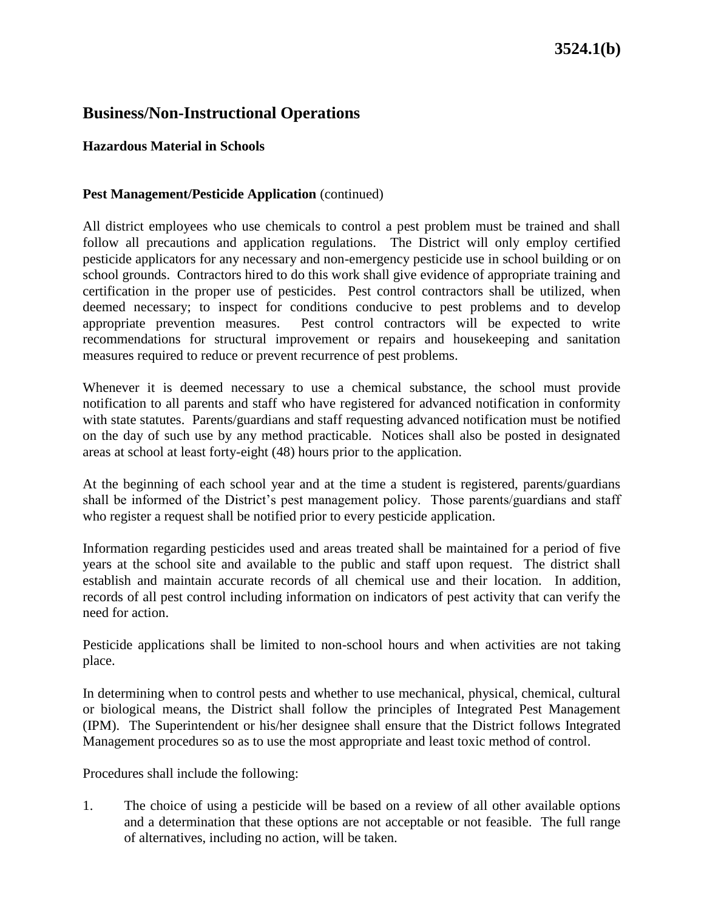# Business/Non-Instructional Operations

## Hazardous Material in Schools

### Pest Management/Pesticide Application (continued)

All district employees who use chemicals to control a pest problem must be trained and shall follow all precautions and application regulations. The District will only employ certified pesticide applicators for any necessary and non-emergency pesticide use in school building or on school grounds. Contractors hired to do this work shall give evidence of appropriate training and certification in the proper use of pesticides. Pest control contractors shall be utilized, when deemed necessary; to inspect for conditions conducive to pest problems and to develop appropriate prevention measures. Pest control contractors will be expected to write recommendations for structural improvement or repairs and housekeeping and sanitation measures required to reduce or prevent recurrence of pest problems.

Whenever it is deemed necessary to use a chemical substance, the school must provide notification to all parents and staff who have registered for advanced notification in conformity with state statutes. Parents/guardians and staff requesting advanced notification must be notified on the day of such use by any method practicable. Notices shall also be posted in designated areas at school at least forty-eight (48) hours prior to the application.

At the beginning of each school year and at the time a student is registered, parents/guardians shall be informed of the District's pest management policy. Those parents/guardians and staff who register a request shall be notified prior to every pesticide application.

Information regarding pesticides used and areas treated shall be maintained for a period of five years at the school site and available to the public and staff upon request. The district shall establish and maintain accurate records of all chemical use and their location. In addition, records of all pest control including information on indicators of pest activity that can verify the need for action.

Pesticide applications shall be limited to non-school hours and when activities are not taking place.

In determining when to control pests and whether to use mechanical, physical, chemical, cultural or biological means, the District shall follow the principles of Integrated Pest Management (IPM). The Superintendent or his/her designee shall ensure that the District follows Integrated Management procedures so as to use the most appropriate and least toxic method of control.

Procedures shall include the following:

1. The choice of using a pesticide will be based on a review of all other available options and a determination that these options are not acceptable or not feasible. The full range of alternatives, including no action, will be taken.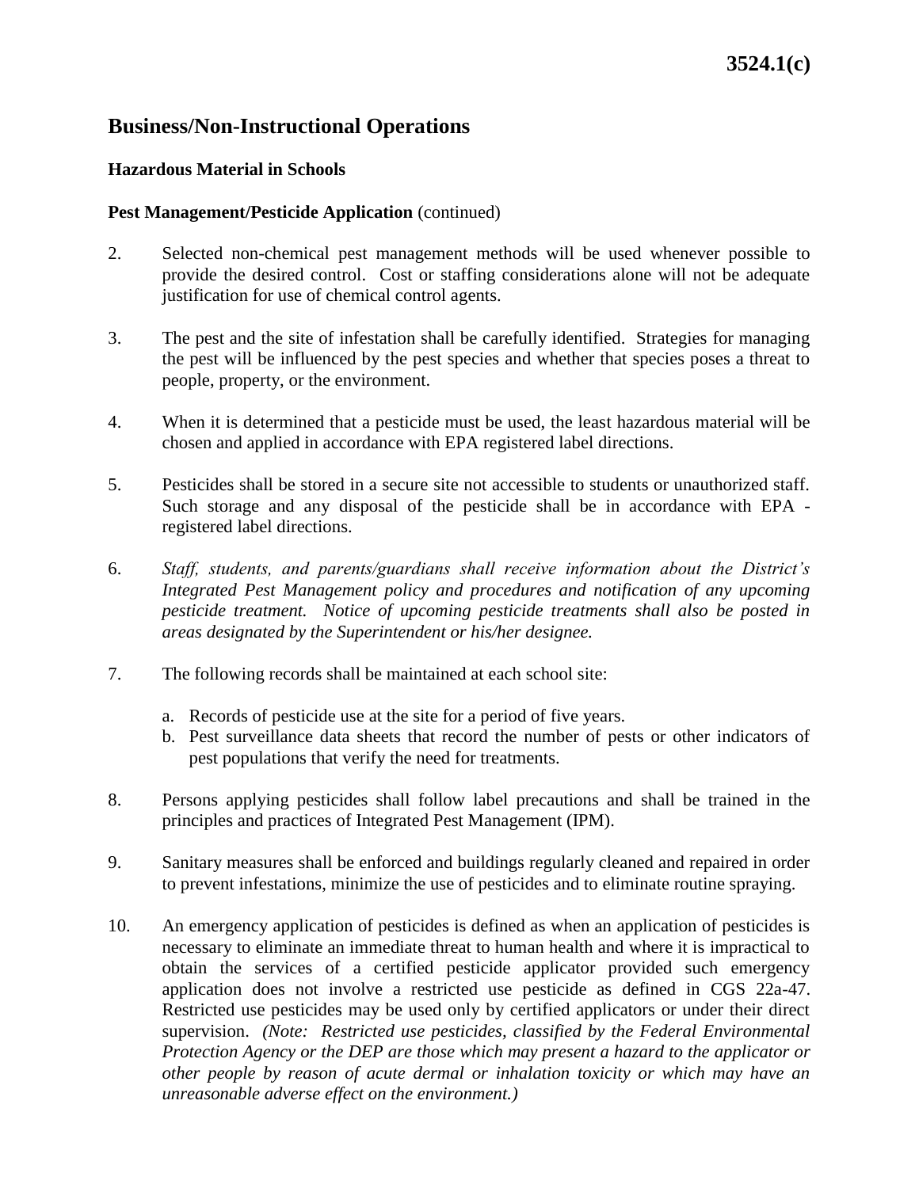# Business/Non-Instructional Operations

## Hazardous Material in Schools

**Pest Management/Pesticide Application** (continued)

2. Selected non-chemical pest management methods will be used whenever possible to provide the desired control. Cost or staffing considerations alone will not be adequate justification for use of chemical control agents.

3. The pest and the site of infestation shall be carefully identified. Strategies for managing the pest will be influenced by the pest species and whether that species poses a threat to people, property, or the environment.

4. When it is determined that a pesticide must be used, the least hazardous material will be chosen and applied in accordance with EPA registered label directions.

5. Pesticides shall be stored in a secure site not accessible to students or unauthorized staff. Such storage and any disposal of the pesticide shall be in accordance with EPA - registered label directions.

6. *Staff, students, and parents/guardians shall receive information about the District's Integrated Pest Management policy and procedures and notification of any upcoming pesticide treatment. Notice of upcoming pesticide treatments shall also be posted in areas designated by the Superintendent or his/her designee.*

7. The following records shall be maintained at each school site:

   a. Records of pesticide use at the site for a period of five years.
   b. Pest surveillance data sheets that record the number of pests or other indicators of pest populations that verify the need for treatments.

8. Persons applying pesticides shall follow label precautions and shall be trained in the principles and practices of Integrated Pest Management (IPM).

9. Sanitary measures shall be enforced and buildings regularly cleaned and repaired in order to prevent infestations, minimize the use of pesticides and to eliminate routine spraying.

10. An emergency application of pesticides is defined as when an application of pesticides is necessary to eliminate an immediate threat to human health and where it is impractical to obtain the services of a certified pesticide applicator provided such emergency application does not involve a restricted use pesticide as defined in CGS 22a-47. Restricted use pesticides may be used only by certified applicators or under their direct supervision. *(Note: Restricted use pesticides, classified by the Federal Environmental Protection Agency or the DEP are those which may present a hazard to the applicator or other people by reason of acute dermal or inhalation toxicity or which may have an unreasonable adverse effect on the environment.)*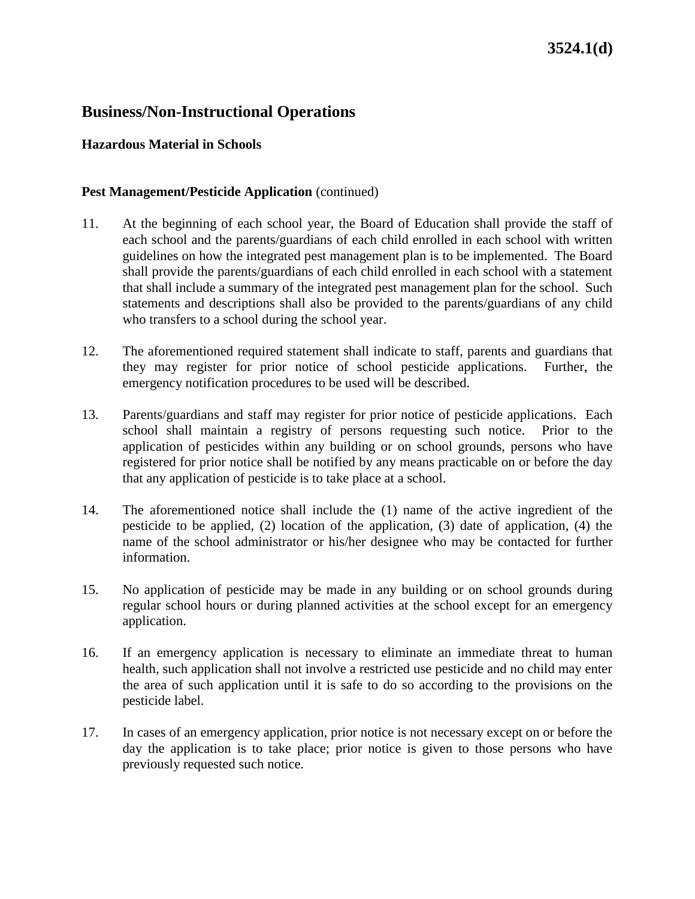## Business/Non-Instructional Operations

### Hazardous Material in Schools

**Pest Management/Pesticide Application** (continued)

11. At the beginning of each school year, the Board of Education shall provide the staff of each school and the parents/guardians of each child enrolled in each school with written guidelines on how the integrated pest management plan is to be implemented. The Board shall provide the parents/guardians of each child enrolled in each school with a statement that shall include a summary of the integrated pest management plan for the school. Such statements and descriptions shall also be provided to the parents/guardians of any child who transfers to a school during the school year.

12. The aforementioned required statement shall indicate to staff, parents and guardians that they may register for prior notice of school pesticide applications. Further, the emergency notification procedures to be used will be described.

13. Parents/guardians and staff may register for prior notice of pesticide applications. Each school shall maintain a registry of persons requesting such notice. Prior to the application of pesticides within any building or on school grounds, persons who have registered for prior notice shall be notified by any means practicable on or before the day that any application of pesticide is to take place at a school.

14. The aforementioned notice shall include the (1) name of the active ingredient of the pesticide to be applied, (2) location of the application, (3) date of application, (4) the name of the school administrator or his/her designee who may be contacted for further information.

15. No application of pesticide may be made in any building or on school grounds during regular school hours or during planned activities at the school except for an emergency application.

16. If an emergency application is necessary to eliminate an immediate threat to human health, such application shall not involve a restricted use pesticide and no child may enter the area of such application until it is safe to do so according to the provisions on the pesticide label.

17. In cases of an emergency application, prior notice is not necessary except on or before the day the application is to take place; prior notice is given to those persons who have previously requested such notice.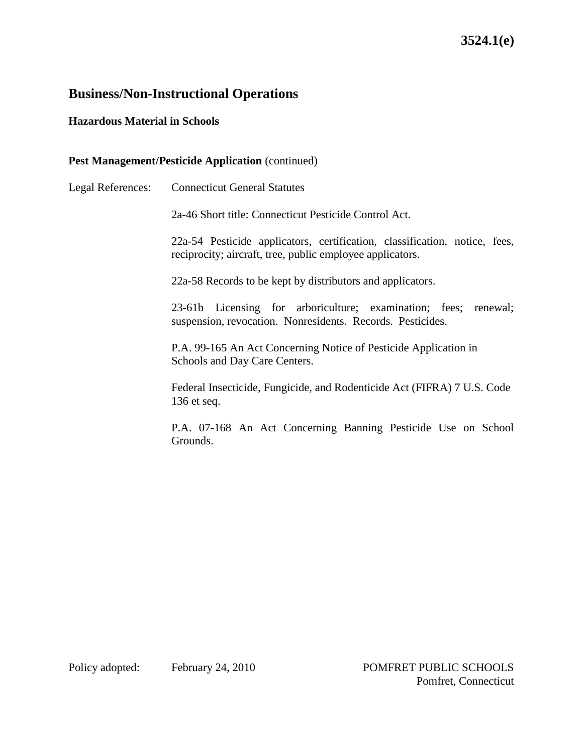**3524.1(e)**

## Business/Non-Instructional Operations

### Hazardous Material in Schools

**Pest Management/Pesticide Application** (continued)

Legal References: Connecticut General Statutes

2a-46 Short title: Connecticut Pesticide Control Act.

22a-54 Pesticide applicators, certification, classification, notice, fees, reciprocity; aircraft, tree, public employee applicators.

22a-58 Records to be kept by distributors and applicators.

23-61b Licensing for arboriculture; examination; fees; renewal; suspension, revocation. Nonresidents. Records. Pesticides.

P.A. 99-165 An Act Concerning Notice of Pesticide Application in Schools and Day Care Centers.

Federal Insecticide, Fungicide, and Rodenticide Act (FIFRA) 7 U.S. Code 136 et seq.

P.A. 07-168 An Act Concerning Banning Pesticide Use on School Grounds.

Policy adopted: February 24, 2010

POMFRET PUBLIC SCHOOLS
Pomfret, Connecticut